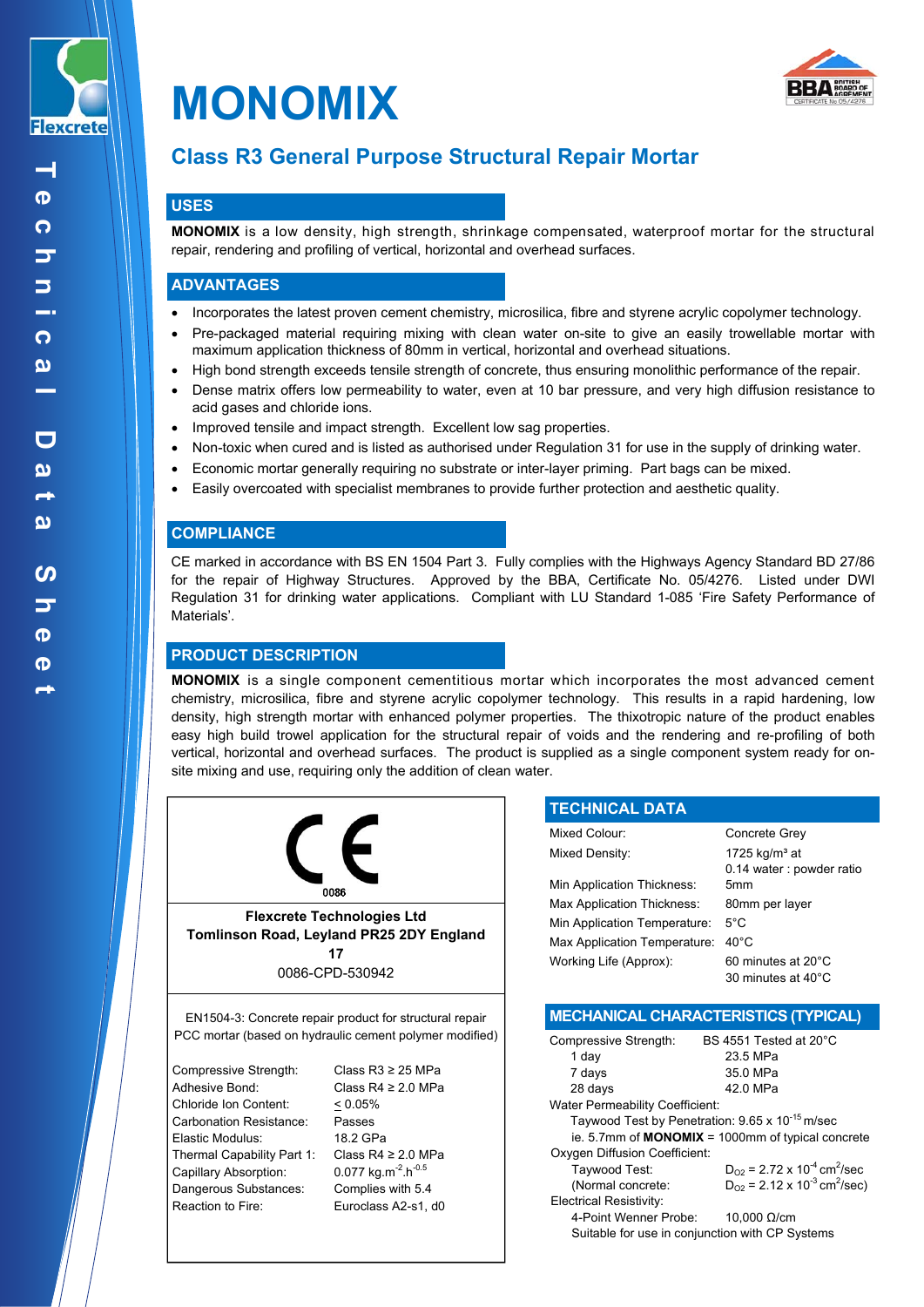# MONOMIX

## Class R3 General Purpose Structural Repair Mortar

## USES

**MONOMIX** is a low density, high strength, shrinkage compensated, waterproof mortar for the structural repair, rendering and profiling of vertical, horizontal and overhead surfaces.

## ADVANTAGES

- Incorporates the latest proven cement chemistry, microsilica, fibre and styrene acrylic copolymer technology.
- Pre-packaged material requiring mixing with clean water on-site to give an easily trowellable mortar with maximum application thickness of 80mm in vertical, horizontal and overhead situations.
- High bond strength exceeds tensile strength of concrete, thus ensuring monolithic performance of the repair.
- Dense matrix offers low permeability to water, even at 10 bar pressure, and very high diffusion resistance to acid gases and chloride ions.
- Improved tensile and impact strength. Excellent low sag properties.
- Non-toxic when cured and is listed as authorised under Regulation 31 for use in the supply of drinking water.
- Economic mortar generally requiring no substrate or inter-layer priming. Part bags can be mixed.
- Easily overcoated with specialist membranes to provide further protection and aesthetic quality.

## COMPLIANCE

CE marked in accordance with BS EN 1504 Part 3. Fully complies with the Highways Agency Standard BD 27/86 for the repair of Highway Structures. Approved by the BBA, Certificate No. 05/4276. Listed under DWI Regulation 31 for drinking water applications. Compliant with LU Standard 1-085 'Fire Safety Performance of Materials'.

## PRODUCT DESCRIPTION

**MONOMIX** is a single component cementitious mortar which incorporates the most advanced cement chemistry, microsilica, fibre and styrene acrylic copolymer technology. This results in a rapid hardening, low density, high strength mortar with enhanced polymer properties. The thixotropic nature of the product enables easy high build trowel application for the structural repair of voids and the rendering and re-profiling of both vertical, horizontal and overhead surfaces. The product is supplied as a single component system ready for on-site mixing and use, requiring only the addition of clean water.

CE

0086

**Flexcrete Technologies Ltd**
**Tomlinson Road, Leyland PR25 2DY England**
**17**
0086-CPD-530942

EN1504-3: Concrete repair product for structural repair
PCC mortar (based on hydraulic cement polymer modified)

| | |
|---|---|
| Compressive Strength: | Class R3 ≥ 25 MPa |
| Adhesive Bond: | Class R4 ≥ 2.0 MPa |
| Chloride Ion Content: | ≤ 0.05% |
| Carbonation Resistance: | Passes |
| Elastic Modulus: | 18.2 GPa |
| Thermal Capability Part 1: | Class R4 ≥ 2.0 MPa |
| Capillary Absorption: | 0.077 kg.m$^{-2}$.h$^{-0.5}$ |
| Dangerous Substances: | Complies with 5.4 |
| Reaction to Fire: | Euroclass A2-s1, d0 |

## TECHNICAL DATA

| | |
|---|---|
| Mixed Colour: | Concrete Grey |
| Mixed Density: | 1725 kg/m³ at 0.14 water : powder ratio |
| Min Application Thickness: | 5mm |
| Max Application Thickness: | 80mm per layer |
| Min Application Temperature: | 5°C |
| Max Application Temperature: | 40°C |
| Working Life (Approx): | 60 minutes at 20°C<br>30 minutes at 40°C |

## MECHANICAL CHARACTERISTICS (TYPICAL)

| | |
|---|---|
| Compressive Strength: | BS 4551 Tested at 20°C |
| 1 day | 23.5 MPa |
| 7 days | 35.0 MPa |
| 28 days | 42.0 MPa |

Water Permeability Coefficient:
Taywood Test by Penetration: 9.65 x 10$^{-15}$ m/sec
ie. 5.7mm of **MONOMIX** = 1000mm of typical concrete

Oxygen Diffusion Coefficient:

| | |
|---|---|
| Taywood Test: | $D_{O2}$ = 2.72 x 10$^{-4}$ cm$^2$/sec |
| (Normal concrete: | $D_{O2}$ = 2.12 x 10$^{-3}$ cm$^2$/sec) |

Electrical Resistivity:
4-Point Wenner Probe: 10,000 Ω/cm
Suitable for use in conjunction with CP Systems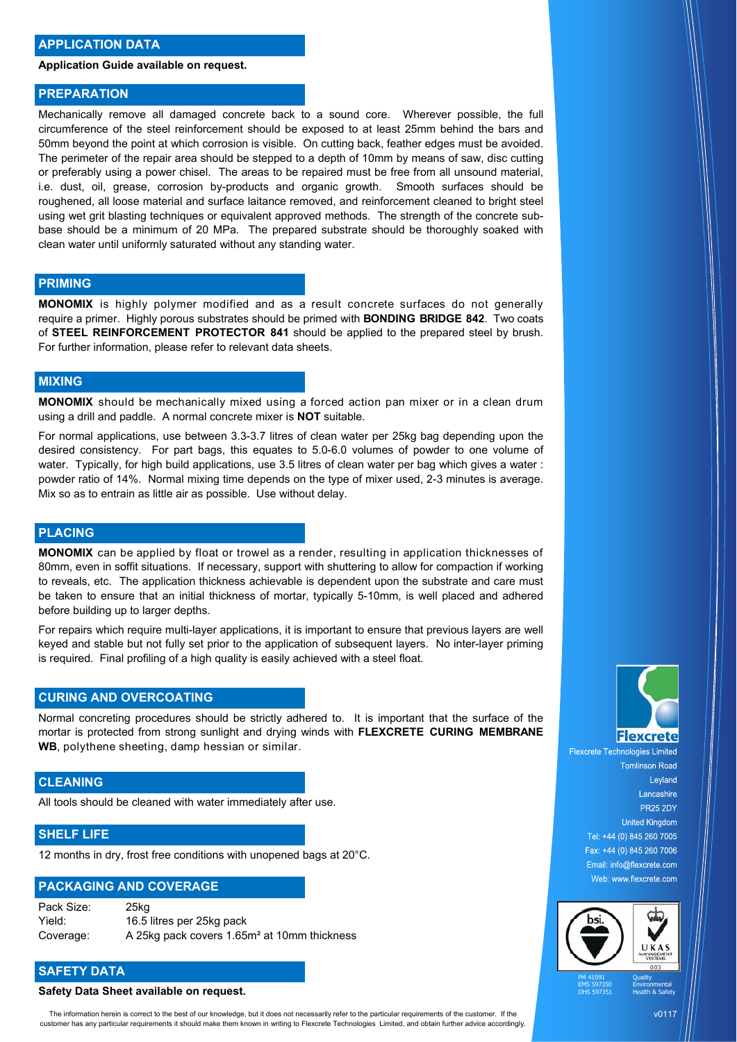## APPLICATION DATA

**Application Guide available on request.**

## PREPARATION

Mechanically remove all damaged concrete back to a sound core. Wherever possible, the full circumference of the steel reinforcement should be exposed to at least 25mm behind the bars and 50mm beyond the point at which corrosion is visible. On cutting back, feather edges must be avoided. The perimeter of the repair area should be stepped to a depth of 10mm by means of saw, disc cutting or preferably using a power chisel. The areas to be repaired must be free from all unsound material, i.e. dust, oil, grease, corrosion by-products and organic growth. Smooth surfaces should be roughened, all loose material and surface laitance removed, and reinforcement cleaned to bright steel using wet grit blasting techniques or equivalent approved methods. The strength of the concrete sub-base should be a minimum of 20 MPa. The prepared substrate should be thoroughly soaked with clean water until uniformly saturated without any standing water.

## PRIMING

**MONOMIX** is highly polymer modified and as a result concrete surfaces do not generally require a primer. Highly porous substrates should be primed with **BONDING BRIDGE 842**. Two coats of **STEEL REINFORCEMENT PROTECTOR 841** should be applied to the prepared steel by brush. For further information, please refer to relevant data sheets.

## MIXING

**MONOMIX** should be mechanically mixed using a forced action pan mixer or in a clean drum using a drill and paddle. A normal concrete mixer is **NOT** suitable.

For normal applications, use between 3.3-3.7 litres of clean water per 25kg bag depending upon the desired consistency. For part bags, this equates to 5.0-6.0 volumes of powder to one volume of water. Typically, for high build applications, use 3.5 litres of clean water per bag which gives a water : powder ratio of 14%. Normal mixing time depends on the type of mixer used, 2-3 minutes is average. Mix so as to entrain as little air as possible. Use without delay.

## PLACING

**MONOMIX** can be applied by float or trowel as a render, resulting in application thicknesses of 80mm, even in soffit situations. If necessary, support with shuttering to allow for compaction if working to reveals, etc. The application thickness achievable is dependent upon the substrate and care must be taken to ensure that an initial thickness of mortar, typically 5-10mm, is well placed and adhered before building up to larger depths.

For repairs which require multi-layer applications, it is important to ensure that previous layers are well keyed and stable but not fully set prior to the application of subsequent layers. No inter-layer priming is required. Final profiling of a high quality is easily achieved with a steel float.

## CURING AND OVERCOATING

Normal concreting procedures should be strictly adhered to. It is important that the surface of the mortar is protected from strong sunlight and drying winds with **FLEXCRETE CURING MEMBRANE WB**, polythene sheeting, damp hessian or similar.

## CLEANING

All tools should be cleaned with water immediately after use.

## SHELF LIFE

12 months in dry, frost free conditions with unopened bags at 20°C.

## PACKAGING AND COVERAGE

| | |
|---|---|
| Pack Size: | 25kg |
| Yield: | 16.5 litres per 25kg pack |
| Coverage: | A 25kg pack covers 1.65m² at 10mm thickness |

## SAFETY DATA

**Safety Data Sheet available on request.**

Flexcrete Technologies Limited
Tomlinson Road
Leyland
Lancashire
PR25 2DY
United Kingdom
Tel: +44 (0) 845 260 7005
Fax: +44 (0) 845 260 7006
Email: info@flexcrete.com
Web: www.flexcrete.com

FM 41091
EMS 597350
OHS 597351

Quality
Environmental
Health & Safety

The information herein is correct to the best of our knowledge, but it does not necessarily refer to the particular requirements of the customer. If the customer has any particular requirements it should make them known in writing to Flexcrete Technologies Limited, and obtain further advice accordingly.

v0117